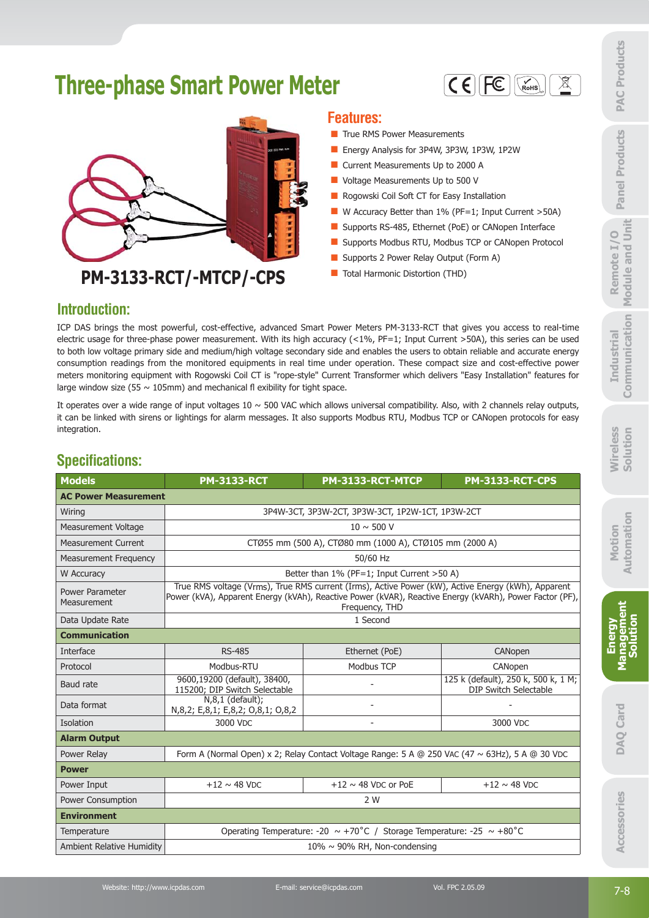# Three-phase Smart Power Meter

**PM-3133-RCT/-MTCP/-CPS**

## Features:

- True RMS Power Measurements
- Energy Analysis for 3P4W, 3P3W, 1P3W, 1P2W
- Current Measurements Up to 2000 A
- Voltage Measurements Up to 500 V
- Rogowski Coil Soft CT for Easy Installation
- W Accuracy Better than 1% (PF=1; Input Current >50A)
- Supports RS-485, Ethernet (PoE) or CANopen Interface
- Supports Modbus RTU, Modbus TCP or CANopen Protocol
- Supports 2 Power Relay Output (Form A)
- Total Harmonic Distortion (THD)

## Introduction:

ICP DAS brings the most powerful, cost-effective, advanced Smart Power Meters PM-3133-RCT that gives you access to real-time electric usage for three-phase power measurement. With its high accuracy (<1%, PF=1; Input Current >50A), this series can be used to both low voltage primary side and medium/high voltage secondary side and enables the users to obtain reliable and accurate energy consumption readings from the monitored equipments in real time under operation. These compact size and cost-effective power meters monitoring equipment with Rogowski Coil CT is "rope-style" Current Transformer which delivers "Easy Installation" features for large window size (55 ~ 105mm) and mechanical fl exibility for tight space.

It operates over a wide range of input voltages 10 ~ 500 VAC which allows universal compatibility. Also, with 2 channels relay outputs, it can be linked with sirens or lightings for alarm messages. It also supports Modbus RTU, Modbus TCP or CANopen protocols for easy integration.

## Specifications:

| Models | PM-3133-RCT | PM-3133-RCT-MTCP | PM-3133-RCT-CPS |
|---|---|---|---|
| **AC Power Measurement** | | | |
| Wiring | 3P4W-3CT, 3P3W-2CT, 3P3W-3CT, 1P2W-1CT, 1P3W-2CT | | |
| Measurement Voltage | 10 ~ 500 V | | |
| Measurement Current | CTØ55 mm (500 A), CTØ80 mm (1000 A), CTØ105 mm (2000 A) | | |
| Measurement Frequency | 50/60 Hz | | |
| W Accuracy | Better than 1% (PF=1; Input Current >50 A) | | |
| Power Parameter Measurement | True RMS voltage (Vrms), True RMS current (Irms), Active Power (kW), Active Energy (kWh), Apparent Power (kVA), Apparent Energy (kVAh), Reactive Power (kVAR), Reactive Energy (kVARh), Power Factor (PF), Frequency, THD | | |
| Data Update Rate | 1 Second | | |
| **Communication** | | | |
| Interface | RS-485 | Ethernet (PoE) | CANopen |
| Protocol | Modbus-RTU | Modbus TCP | CANopen |
| Baud rate | 9600,19200 (default), 38400, 115200; DIP Switch Selectable | - | 125 k (default), 250 k, 500 k, 1 M; DIP Switch Selectable |
| Data format | N,8,1 (default); N,8,2; E,8,1; E,8,2; O,8,1; O,8,2 | - | - |
| Isolation | 3000 VDC | - | 3000 VDC |
| **Alarm Output** | | | |
| Power Relay | Form A (Normal Open) x 2; Relay Contact Voltage Range: 5 A @ 250 VAC (47 ~ 63Hz), 5 A @ 30 VDC | | |
| **Power** | | | |
| Power Input | +12 ~ 48 VDC | +12 ~ 48 VDC or PoE | +12 ~ 48 VDC |
| Power Consumption | 2 W | | |
| **Environment** | | | |
| Temperature | Operating Temperature: -20 ~ +70°C / Storage Temperature: -25 ~ +80°C | | |
| Ambient Relative Humidity | 10% ~ 90% RH, Non-condensing | | |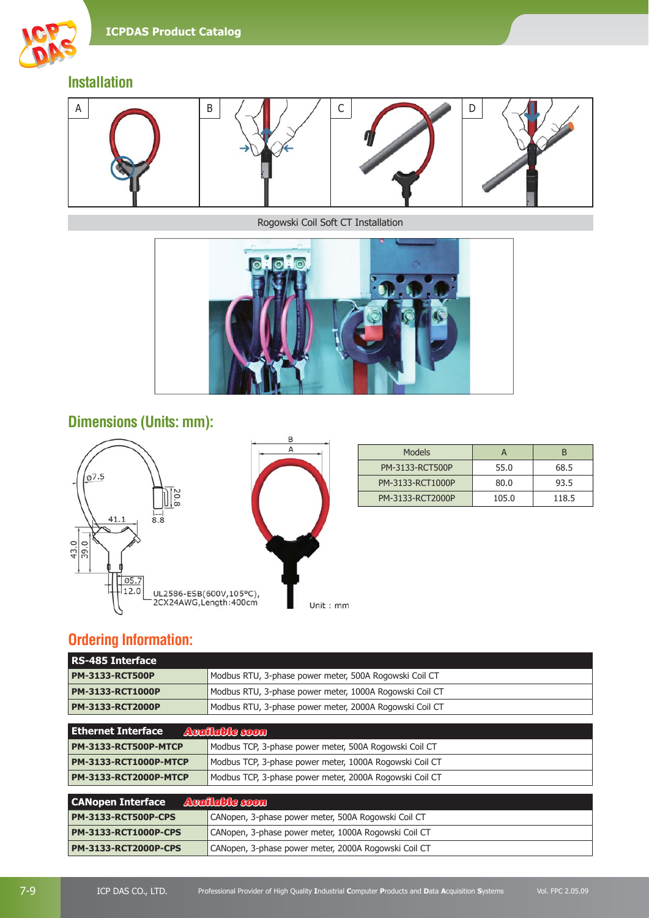## Installation

A B C D

Rogowski Coil Soft CT Installation

## Dimensions (Units: mm):

ø7.5

20.8

41.1

8.8

43.0

39.0

ø5.7

12.0

UL2586-ESB(600V,105°C), 2CX24AWG,Length:400cm

B

A

Unit : mm

| Models | A | B |
|---|---|---|
| PM-3133-RCT500P | 55.0 | 68.5 |
| PM-3133-RCT1000P | 80.0 | 93.5 |
| PM-3133-RCT2000P | 105.0 | 118.5 |

## Ordering Information:

| RS-485 Interface | |
|---|---|
| **PM-3133-RCT500P** | Modbus RTU, 3-phase power meter, 500A Rogowski Coil CT |
| **PM-3133-RCT1000P** | Modbus RTU, 3-phase power meter, 1000A Rogowski Coil CT |
| **PM-3133-RCT2000P** | Modbus RTU, 3-phase power meter, 2000A Rogowski Coil CT |

| Ethernet Interface *Available soon* | |
|---|---|
| **PM-3133-RCT500P-MTCP** | Modbus TCP, 3-phase power meter, 500A Rogowski Coil CT |
| **PM-3133-RCT1000P-MTCP** | Modbus TCP, 3-phase power meter, 1000A Rogowski Coil CT |
| **PM-3133-RCT2000P-MTCP** | Modbus TCP, 3-phase power meter, 2000A Rogowski Coil CT |

| CANopen Interface *Available soon* | |
|---|---|
| **PM-3133-RCT500P-CPS** | CANopen, 3-phase power meter, 500A Rogowski Coil CT |
| **PM-3133-RCT1000P-CPS** | CANopen, 3-phase power meter, 1000A Rogowski Coil CT |
| **PM-3133-RCT2000P-CPS** | CANopen, 3-phase power meter, 2000A Rogowski Coil CT |